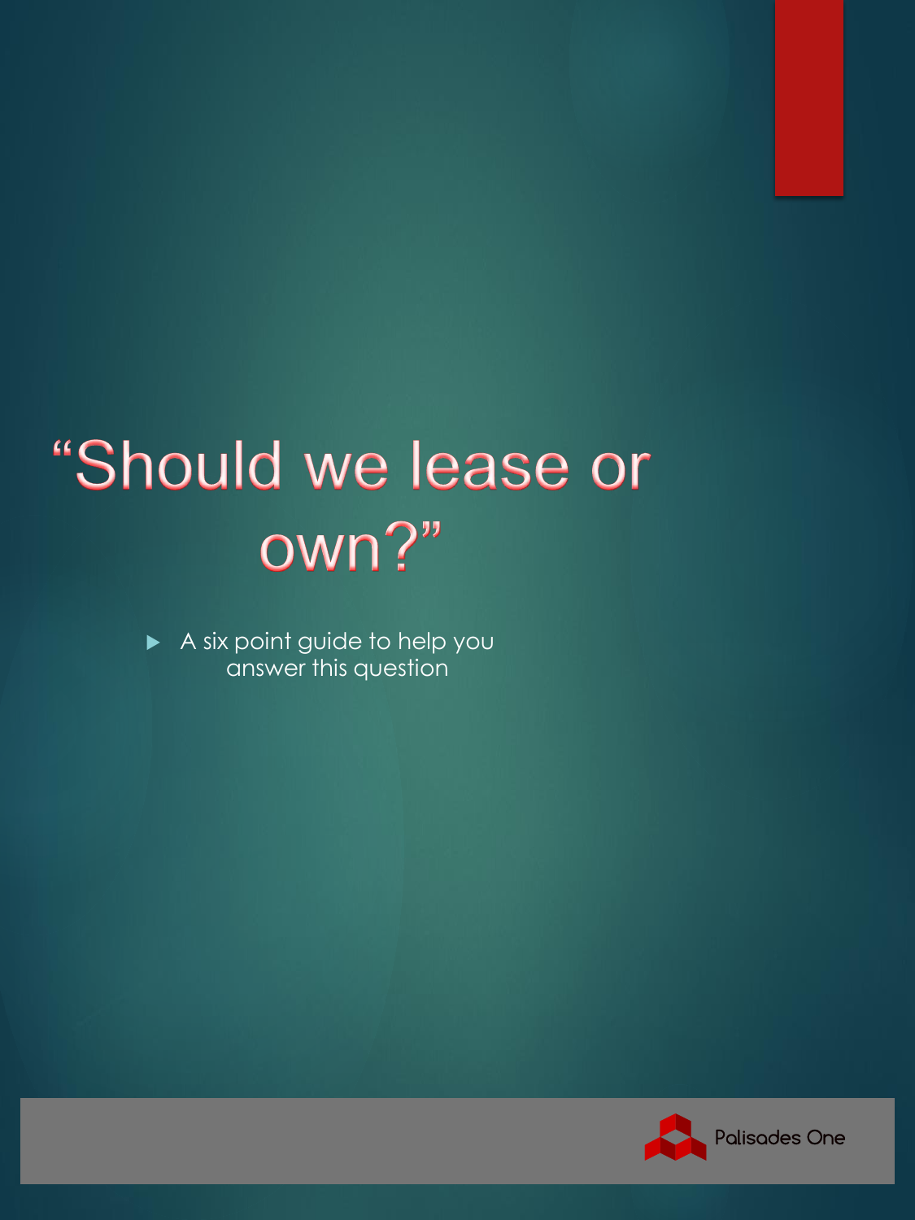# "Should we lease or own?"

- A six point guide to help you answer this question

Palisades One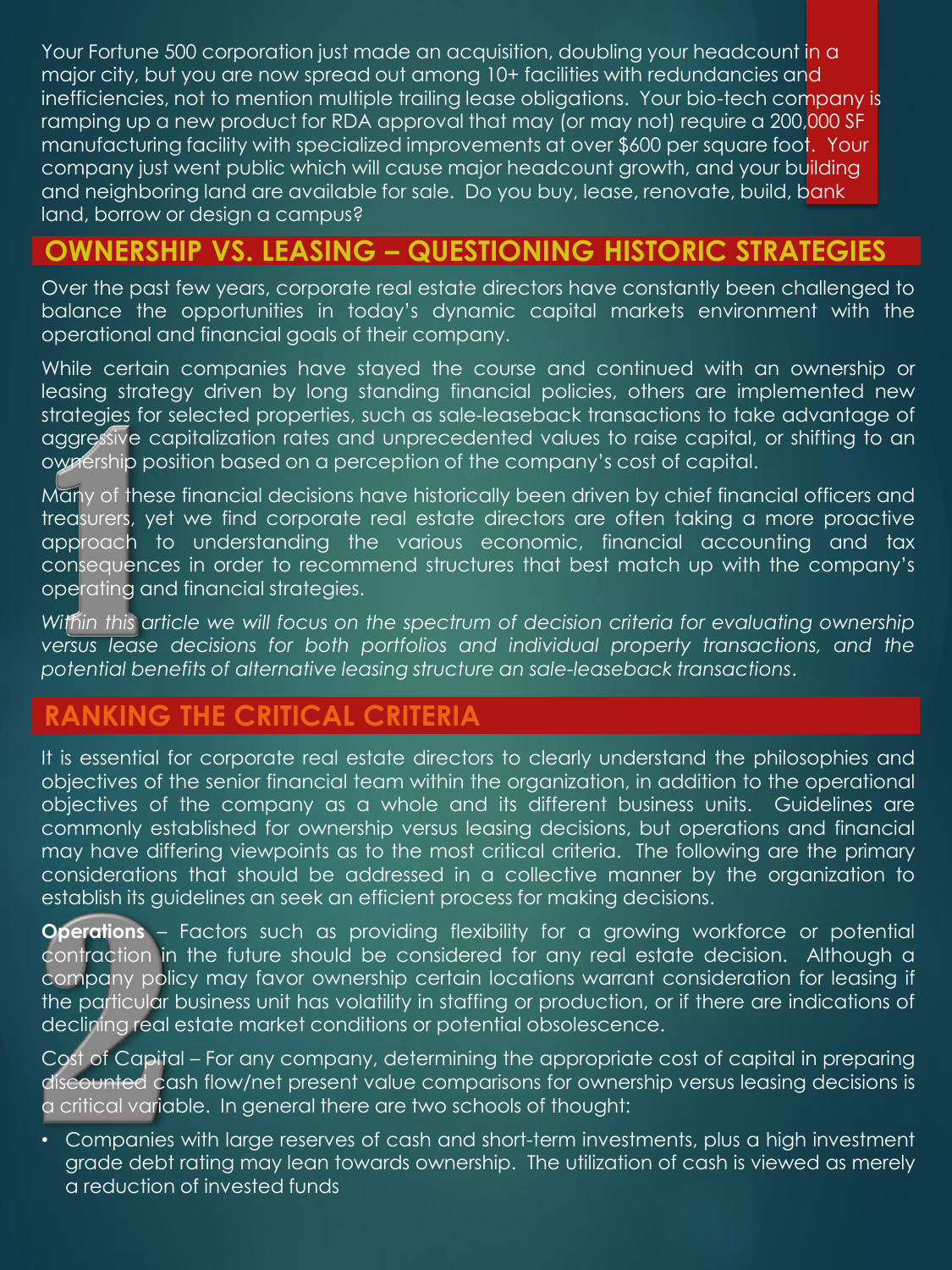Your Fortune 500 corporation just made an acquisition, doubling your headcount in a major city, but you are now spread out among 10+ facilities with redundancies and inefficiencies, not to mention multiple trailing lease obligations. Your bio-tech company is ramping up a new product for RDA approval that may (or may not) require a 200,000 SF manufacturing facility with specialized improvements at over $600 per square foot. Your company just went public which will cause major headcount growth, and your building and neighboring land are available for sale. Do you buy, lease, renovate, build, bank land, borrow or design a campus?

## OWNERSHIP VS. LEASING – QUESTIONING HISTORIC STRATEGIES

Over the past few years, corporate real estate directors have constantly been challenged to balance the opportunities in today's dynamic capital markets environment with the operational and financial goals of their company.

While certain companies have stayed the course and continued with an ownership or leasing strategy driven by long standing financial policies, others are implemented new strategies for selected properties, such as sale-leaseback transactions to take advantage of aggressive capitalization rates and unprecedented values to raise capital, or shifting to an ownership position based on a perception of the company's cost of capital.

Many of these financial decisions have historically been driven by chief financial officers and treasurers, yet we find corporate real estate directors are often taking a more proactive approach to understanding the various economic, financial accounting and tax consequences in order to recommend structures that best match up with the company's operating and financial strategies.

*Within this article we will focus on the spectrum of decision criteria for evaluating ownership versus lease decisions for both portfolios and individual property transactions, and the potential benefits of alternative leasing structure an sale-leaseback transactions*.

## RANKING THE CRITICAL CRITERIA

It is essential for corporate real estate directors to clearly understand the philosophies and objectives of the senior financial team within the organization, in addition to the operational objectives of the company as a whole and its different business units. Guidelines are commonly established for ownership versus leasing decisions, but operations and financial may have differing viewpoints as to the most critical criteria. The following are the primary considerations that should be addressed in a collective manner by the organization to establish its guidelines an seek an efficient process for making decisions.

**Operations** – Factors such as providing flexibility for a growing workforce or potential contraction in the future should be considered for any real estate decision. Although a company policy may favor ownership certain locations warrant consideration for leasing if the particular business unit has volatility in staffing or production, or if there are indications of declining real estate market conditions or potential obsolescence.

Cost of Capital – For any company, determining the appropriate cost of capital in preparing discounted cash flow/net present value comparisons for ownership versus leasing decisions is a critical variable. In general there are two schools of thought:

- Companies with large reserves of cash and short-term investments, plus a high investment grade debt rating may lean towards ownership. The utilization of cash is viewed as merely a reduction of invested funds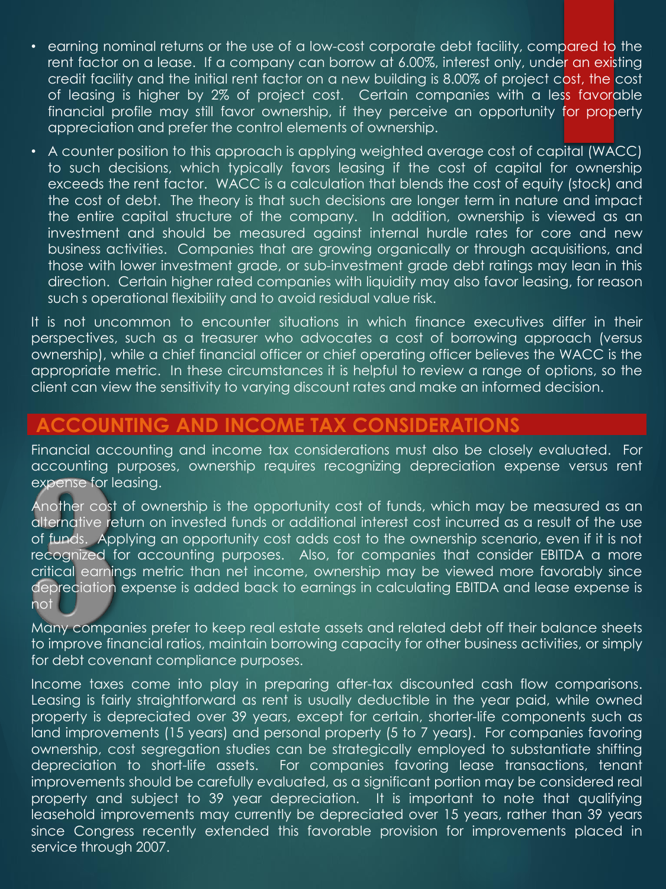- earning nominal returns or the use of a low-cost corporate debt facility, compared to the rent factor on a lease. If a company can borrow at 6.00%, interest only, under an existing credit facility and the initial rent factor on a new building is 8.00% of project cost, the cost of leasing is higher by 2% of project cost. Certain companies with a less favorable financial profile may still favor ownership, if they perceive an opportunity for property appreciation and prefer the control elements of ownership.
- A counter position to this approach is applying weighted average cost of capital (WACC) to such decisions, which typically favors leasing if the cost of capital for ownership exceeds the rent factor. WACC is a calculation that blends the cost of equity (stock) and the cost of debt. The theory is that such decisions are longer term in nature and impact the entire capital structure of the company. In addition, ownership is viewed as an investment and should be measured against internal hurdle rates for core and new business activities. Companies that are growing organically or through acquisitions, and those with lower investment grade, or sub-investment grade debt ratings may lean in this direction. Certain higher rated companies with liquidity may also favor leasing, for reason such s operational flexibility and to avoid residual value risk.

It is not uncommon to encounter situations in which finance executives differ in their perspectives, such as a treasurer who advocates a cost of borrowing approach (versus ownership), while a chief financial officer or chief operating officer believes the WACC is the appropriate metric. In these circumstances it is helpful to review a range of options, so the client can view the sensitivity to varying discount rates and make an informed decision.

## ACCOUNTING AND INCOME TAX CONSIDERATIONS

Financial accounting and income tax considerations must also be closely evaluated. For accounting purposes, ownership requires recognizing depreciation expense versus rent expense for leasing.

Another cost of ownership is the opportunity cost of funds, which may be measured as an alternative return on invested funds or additional interest cost incurred as a result of the use of funds. Applying an opportunity cost adds cost to the ownership scenario, even if it is not recognized for accounting purposes. Also, for companies that consider EBITDA a more critical earnings metric than net income, ownership may be viewed more favorably since depreciation expense is added back to earnings in calculating EBITDA and lease expense is not

Many companies prefer to keep real estate assets and related debt off their balance sheets to improve financial ratios, maintain borrowing capacity for other business activities, or simply for debt covenant compliance purposes.

Income taxes come into play in preparing after-tax discounted cash flow comparisons. Leasing is fairly straightforward as rent is usually deductible in the year paid, while owned property is depreciated over 39 years, except for certain, shorter-life components such as land improvements (15 years) and personal property (5 to 7 years). For companies favoring ownership, cost segregation studies can be strategically employed to substantiate shifting depreciation to short-life assets. For companies favoring lease transactions, tenant improvements should be carefully evaluated, as a significant portion may be considered real property and subject to 39 year depreciation. It is important to note that qualifying leasehold improvements may currently be depreciated over 15 years, rather than 39 years since Congress recently extended this favorable provision for improvements placed in service through 2007.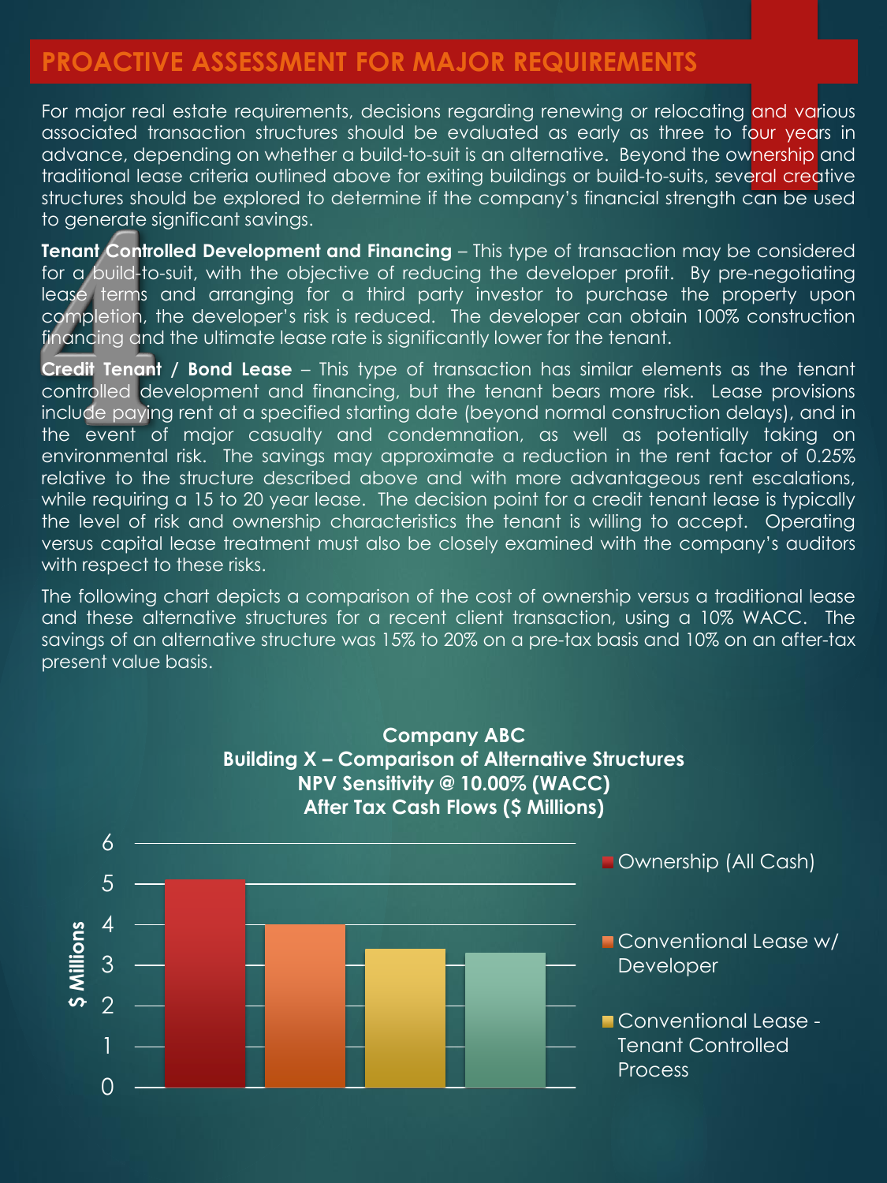## PROACTIVE ASSESSMENT FOR MAJOR REQUIREMENTS

For major real estate requirements, decisions regarding renewing or relocating and various associated transaction structures should be evaluated as early as three to four years in advance, depending on whether a build-to-suit is an alternative. Beyond the ownership and traditional lease criteria outlined above for exiting buildings or build-to-suits, several creative structures should be explored to determine if the company's financial strength can be used to generate significant savings.

**Tenant Controlled Development and Financing** – This type of transaction may be considered for a build-to-suit, with the objective of reducing the developer profit. By pre-negotiating lease terms and arranging for a third party investor to purchase the property upon completion, the developer's risk is reduced. The developer can obtain 100% construction financing and the ultimate lease rate is significantly lower for the tenant.

**Credit Tenant / Bond Lease** – This type of transaction has similar elements as the tenant controlled development and financing, but the tenant bears more risk. Lease provisions include paying rent at a specified starting date (beyond normal construction delays), and in the event of major casualty and condemnation, as well as potentially taking on environmental risk. The savings may approximate a reduction in the rent factor of 0.25% relative to the structure described above and with more advantageous rent escalations, while requiring a 15 to 20 year lease. The decision point for a credit tenant lease is typically the level of risk and ownership characteristics the tenant is willing to accept. Operating versus capital lease treatment must also be closely examined with the company's auditors with respect to these risks.

The following chart depicts a comparison of the cost of ownership versus a traditional lease and these alternative structures for a recent client transaction, using a 10% WACC. The savings of an alternative structure was 15% to 20% on a pre-tax basis and 10% on an after-tax present value basis.

**Company ABC**
**Building X – Comparison of Alternative Structures**
**NPV Sensitivity @ 10.00% (WACC)**
**After Tax Cash Flows ($ Millions)**

$ Millions: 0, 1, 2, 3, 4, 5, 6

- Ownership (All Cash)
- Conventional Lease w/ Developer
- Conventional Lease - Tenant Controlled Process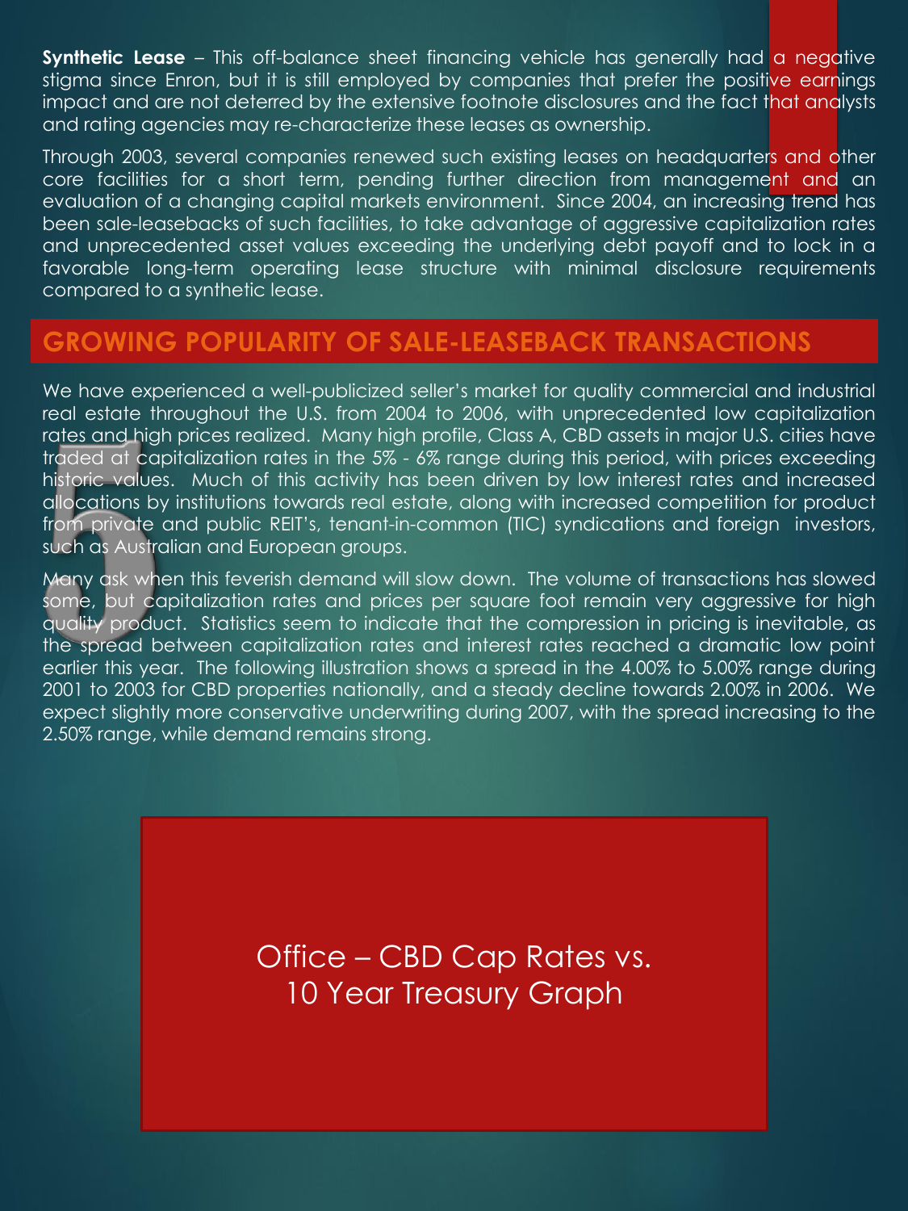**Synthetic Lease** – This off-balance sheet financing vehicle has generally had a negative stigma since Enron, but it is still employed by companies that prefer the positive earnings impact and are not deterred by the extensive footnote disclosures and the fact that analysts and rating agencies may re-characterize these leases as ownership.

Through 2003, several companies renewed such existing leases on headquarters and other core facilities for a short term, pending further direction from management and an evaluation of a changing capital markets environment. Since 2004, an increasing trend has been sale-leasebacks of such facilities, to take advantage of aggressive capitalization rates and unprecedented asset values exceeding the underlying debt payoff and to lock in a favorable long-term operating lease structure with minimal disclosure requirements compared to a synthetic lease.

## GROWING POPULARITY OF SALE-LEASEBACK TRANSACTIONS

We have experienced a well-publicized seller's market for quality commercial and industrial real estate throughout the U.S. from 2004 to 2006, with unprecedented low capitalization rates and high prices realized. Many high profile, Class A, CBD assets in major U.S. cities have traded at capitalization rates in the 5% - 6% range during this period, with prices exceeding historic values. Much of this activity has been driven by low interest rates and increased allocations by institutions towards real estate, along with increased competition for product from private and public REIT's, tenant-in-common (TIC) syndications and foreign investors, such as Australian and European groups.

Many ask when this feverish demand will slow down. The volume of transactions has slowed some, but capitalization rates and prices per square foot remain very aggressive for high quality product. Statistics seem to indicate that the compression in pricing is inevitable, as the spread between capitalization rates and interest rates reached a dramatic low point earlier this year. The following illustration shows a spread in the 4.00% to 5.00% range during 2001 to 2003 for CBD properties nationally, and a steady decline towards 2.00% in 2006. We expect slightly more conservative underwriting during 2007, with the spread increasing to the 2.50% range, while demand remains strong.

Office – CBD Cap Rates vs. 10 Year Treasury Graph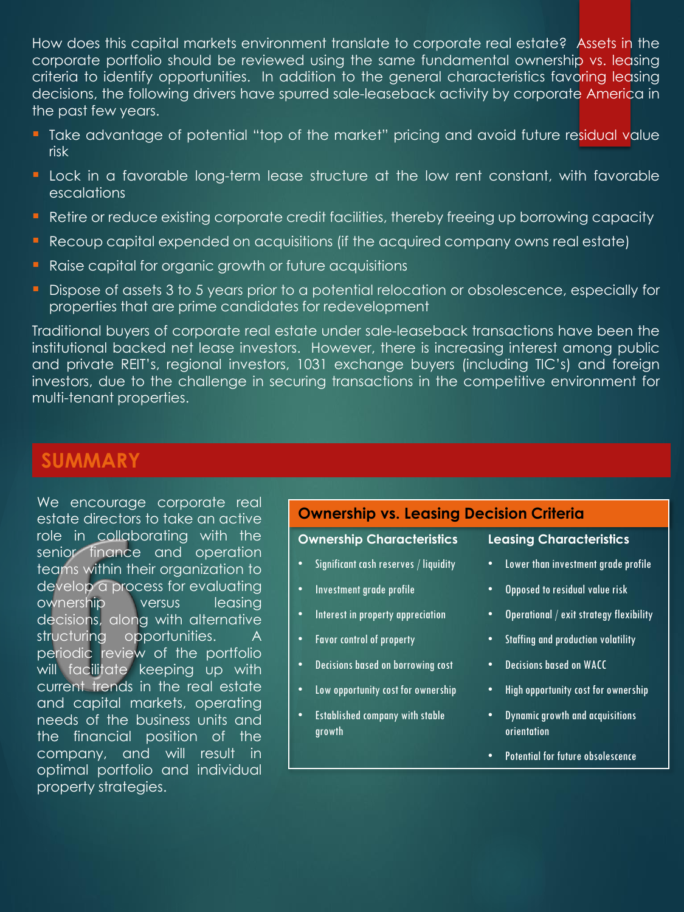How does this capital markets environment translate to corporate real estate? Assets in the corporate portfolio should be reviewed using the same fundamental ownership vs. leasing criteria to identify opportunities. In addition to the general characteristics favoring leasing decisions, the following drivers have spurred sale-leaseback activity by corporate America in the past few years.

- Take advantage of potential "top of the market" pricing and avoid future residual value risk
- Lock in a favorable long-term lease structure at the low rent constant, with favorable escalations
- Retire or reduce existing corporate credit facilities, thereby freeing up borrowing capacity
- Recoup capital expended on acquisitions (if the acquired company owns real estate)
- Raise capital for organic growth or future acquisitions
- Dispose of assets 3 to 5 years prior to a potential relocation or obsolescence, especially for properties that are prime candidates for redevelopment

Traditional buyers of corporate real estate under sale-leaseback transactions have been the institutional backed net lease investors. However, there is increasing interest among public and private REIT's, regional investors, 1031 exchange buyers (including TIC's) and foreign investors, due to the challenge in securing transactions in the competitive environment for multi-tenant properties.

## SUMMARY

We encourage corporate real estate directors to take an active role in collaborating with the senior finance and operation teams within their organization to develop a process for evaluating ownership versus leasing decisions, along with alternative structuring opportunities. A periodic review of the portfolio will facilitate keeping up with current trends in the real estate and capital markets, operating needs of the business units and the financial position of the company, and will result in optimal portfolio and individual property strategies.

### Ownership vs. Leasing Decision Criteria

| Ownership Characteristics | Leasing Characteristics |
|---|---|
| Significant cash reserves / liquidity | Lower than investment grade profile |
| Investment grade profile | Opposed to residual value risk |
| Interest in property appreciation | Operational / exit strategy flexibility |
| Favor control of property | Staffing and production volatility |
| Decisions based on borrowing cost | Decisions based on WACC |
| Low opportunity cost for ownership | High opportunity cost for ownership |
| Established company with stable growth | Dynamic growth and acquisitions orientation |
| | Potential for future obsolescence |